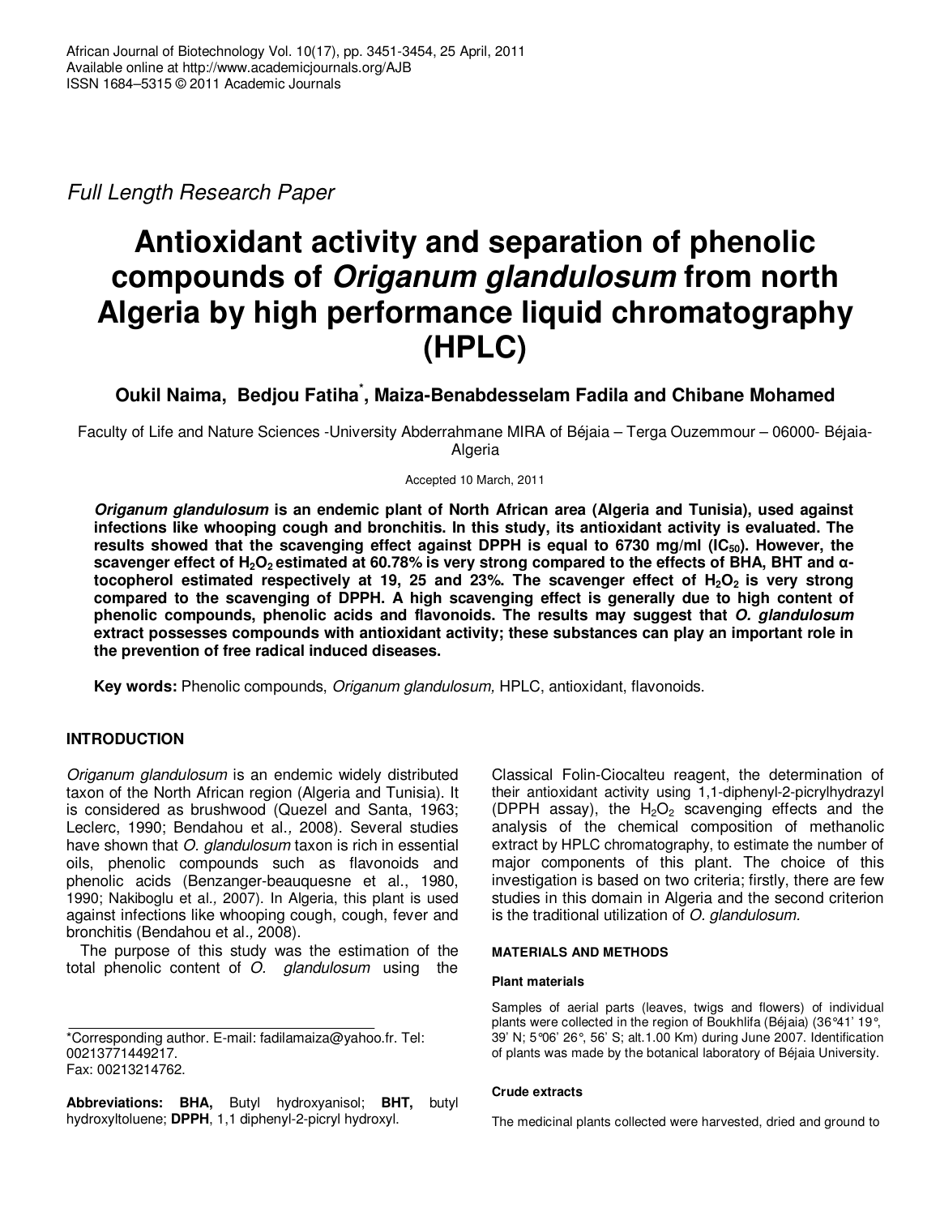*Full Length Research Paper*

# Antioxidant activity and separation of phenolic compounds of *Origanum glandulosum* from north Algeria by high performance liquid chromatography (HPLC)

**Oukil Naima, Bedjou Fatiha*, Maiza-Benabdesselam Fadila and Chibane Mohamed**

Faculty of Life and Nature Sciences -University Abderrahmane MIRA of Béjaia – Terga Ouzemmour – 06000- Béjaia-Algeria

Accepted 10 March, 2011

***Origanum glandulosum* is an endemic plant of North African area (Algeria and Tunisia), used against infections like whooping cough and bronchitis. In this study, its antioxidant activity is evaluated. The results showed that the scavenging effect against DPPH is equal to 6730 mg/ml ($IC_{50}$). However, the scavenger effect of $H_2O_2$ estimated at 60.78% is very strong compared to the effects of BHA, BHT and α-tocopherol estimated respectively at 19, 25 and 23%. The scavenger effect of $H_2O_2$ is very strong compared to the scavenging of DPPH. A high scavenging effect is generally due to high content of phenolic compounds, phenolic acids and flavonoids. The results may suggest that *O. glandulosum* extract possesses compounds with antioxidant activity; these substances can play an important role in the prevention of free radical induced diseases.**

**Key words:** Phenolic compounds, *Origanum glandulosum,* HPLC, antioxidant, flavonoids.

## INTRODUCTION

*Origanum glandulosum* is an endemic widely distributed taxon of the North African region (Algeria and Tunisia). It is considered as brushwood (Quezel and Santa, 1963; Leclerc, 1990; Bendahou et al*.,* 2008). Several studies have shown that *O. glandulosum* taxon is rich in essential oils, phenolic compounds such as flavonoids and phenolic acids (Benzanger-beauquesne et al., 1980, 1990; Nakiboglu et al*.,* 2007). In Algeria, this plant is used against infections like whooping cough, cough, fever and bronchitis (Bendahou et al*.,* 2008).

The purpose of this study was the estimation of the total phenolic content of *O. glandulosum* using the Classical Folin-Ciocalteu reagent, the determination of their antioxidant activity using 1,1-diphenyl-2-picrylhydrazyl (DPPH assay), the $H_2O_2$ scavenging effects and the analysis of the chemical composition of methanolic extract by HPLC chromatography, to estimate the number of major components of this plant. The choice of this investigation is based on two criteria; firstly, there are few studies in this domain in Algeria and the second criterion is the traditional utilization of *O. glandulosum.*

## MATERIALS AND METHODS

### Plant materials

Samples of aerial parts (leaves, twigs and flowers) of individual plants were collected in the region of Boukhlifa (Béjaia) (36°41' 19°, 39' N; 5°06' 26°, 56' S; alt.1.00 Km) during June 2007. Identification of plants was made by the botanical laboratory of Béjaia University.

### Crude extracts

The medicinal plants collected were harvested, dried and ground to

*Corresponding author. E-mail: fadilamaiza@yahoo.fr. Tel: 00213771449217. Fax: 00213214762.

**Abbreviations: BHA,** Butyl hydroxyanisol; **BHT,** butyl hydroxyltoluene; **DPPH**, 1,1 diphenyl-2-picryl hydroxyl.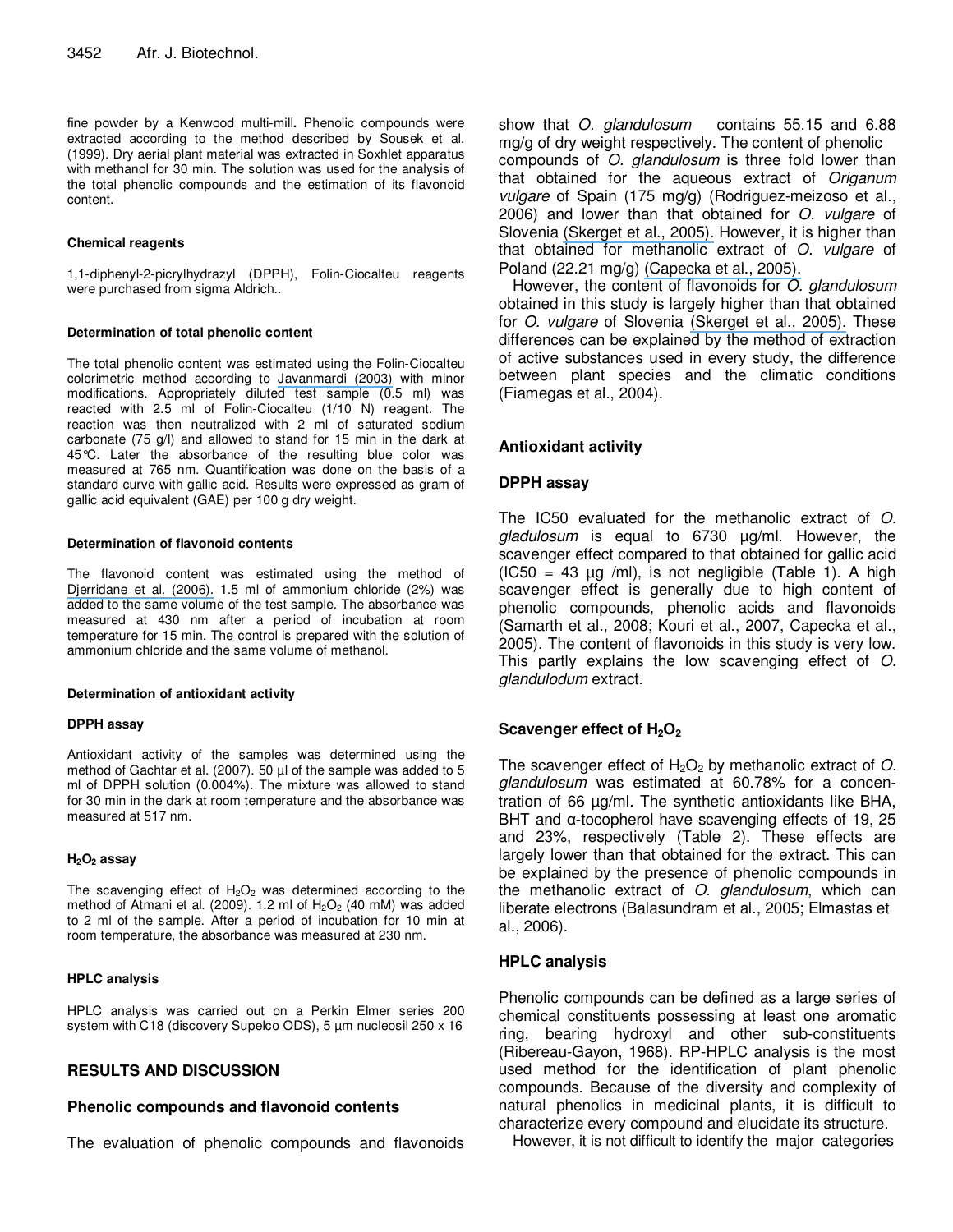fine powder by a Kenwood multi-mill**.** Phenolic compounds were extracted according to the method described by Sousek et al. (1999). Dry aerial plant material was extracted in Soxhlet apparatus with methanol for 30 min. The solution was used for the analysis of the total phenolic compounds and the estimation of its flavonoid content.

#### Chemical reagents

1,1-diphenyl-2-picrylhydrazyl (DPPH), Folin-Ciocalteu reagents were purchased from sigma Aldrich..

#### Determination of total phenolic content

The total phenolic content was estimated using the Folin-Ciocalteu colorimetric method according to Javanmardi (2003) with minor modifications. Appropriately diluted test sample (0.5 ml) was reacted with 2.5 ml of Folin-Ciocalteu (1/10 N) reagent. The reaction was then neutralized with 2 ml of saturated sodium carbonate (75 g/l) and allowed to stand for 15 min in the dark at 45°C. Later the absorbance of the resulting blue color was measured at 765 nm. Quantification was done on the basis of a standard curve with gallic acid. Results were expressed as gram of gallic acid equivalent (GAE) per 100 g dry weight.

#### Determination of flavonoid contents

The flavonoid content was estimated using the method of Djerridane et al. (2006). 1.5 ml of ammonium chloride (2%) was added to the same volume of the test sample. The absorbance was measured at 430 nm after a period of incubation at room temperature for 15 min. The control is prepared with the solution of ammonium chloride and the same volume of methanol.

#### Determination of antioxidant activity

##### DPPH assay

Antioxidant activity of the samples was determined using the method of Gachtar et al. (2007). 50 µl of the sample was added to 5 ml of DPPH solution (0.004%). The mixture was allowed to stand for 30 min in the dark at room temperature and the absorbance was measured at 517 nm.

##### $H_2O_2$ assay

The scavenging effect of $H_2O_2$ was determined according to the method of Atmani et al. (2009). 1.2 ml of $H_2O_2$ (40 mM) was added to 2 ml of the sample. After a period of incubation for 10 min at room temperature, the absorbance was measured at 230 nm.

#### HPLC analysis

HPLC analysis was carried out on a Perkin Elmer series 200 system with C18 (discovery Supelco ODS), 5 µm nucleosil 250 x 16

## RESULTS AND DISCUSSION

### Phenolic compounds and flavonoid contents

The evaluation of phenolic compounds and flavonoids show that *O. glandulosum* contains 55.15 and 6.88 mg/g of dry weight respectively. The content of phenolic compounds of *O. glandulosum* is three fold lower than that obtained for the aqueous extract of *Origanum vulgare* of Spain (175 mg/g) (Rodriguez-meizoso et al., 2006) and lower than that obtained for *O. vulgare* of Slovenia (Skerget et al., 2005). However, it is higher than that obtained for methanolic extract of *O. vulgare* of Poland (22.21 mg/g) (Capecka et al., 2005).

However, the content of flavonoids for *O. glandulosum* obtained in this study is largely higher than that obtained for *O. vulgare* of Slovenia (Skerget et al., 2005). These differences can be explained by the method of extraction of active substances used in every study, the difference between plant species and the climatic conditions (Fiamegas et al., 2004).

### Antioxidant activity

### DPPH assay

The IC50 evaluated for the methanolic extract of *O. gladulosum* is equal to 6730 µg/ml. However, the scavenger effect compared to that obtained for gallic acid (IC50 = 43 µg /ml), is not negligible (Table 1). A high scavenger effect is generally due to high content of phenolic compounds, phenolic acids and flavonoids (Samarth et al., 2008; Kouri et al., 2007, Capecka et al., 2005). The content of flavonoids in this study is very low. This partly explains the low scavenging effect of *O. glandulodum* extract.

### Scavenger effect of $H_2O_2$

The scavenger effect of $H_2O_2$ by methanolic extract of *O. glandulosum* was estimated at 60.78% for a concentration of 66 µg/ml. The synthetic antioxidants like BHA, BHT and α-tocopherol have scavenging effects of 19, 25 and 23%, respectively (Table 2). These effects are largely lower than that obtained for the extract. This can be explained by the presence of phenolic compounds in the methanolic extract of *O. glandulosum*, which can liberate electrons (Balasundram et al., 2005; Elmastas et al., 2006).

### HPLC analysis

Phenolic compounds can be defined as a large series of chemical constituents possessing at least one aromatic ring, bearing hydroxyl and other sub-constituents (Ribereau-Gayon, 1968). RP-HPLC analysis is the most used method for the identification of plant phenolic compounds. Because of the diversity and complexity of natural phenolics in medicinal plants, it is difficult to characterize every compound and elucidate its structure.

However, it is not difficult to identify the major categories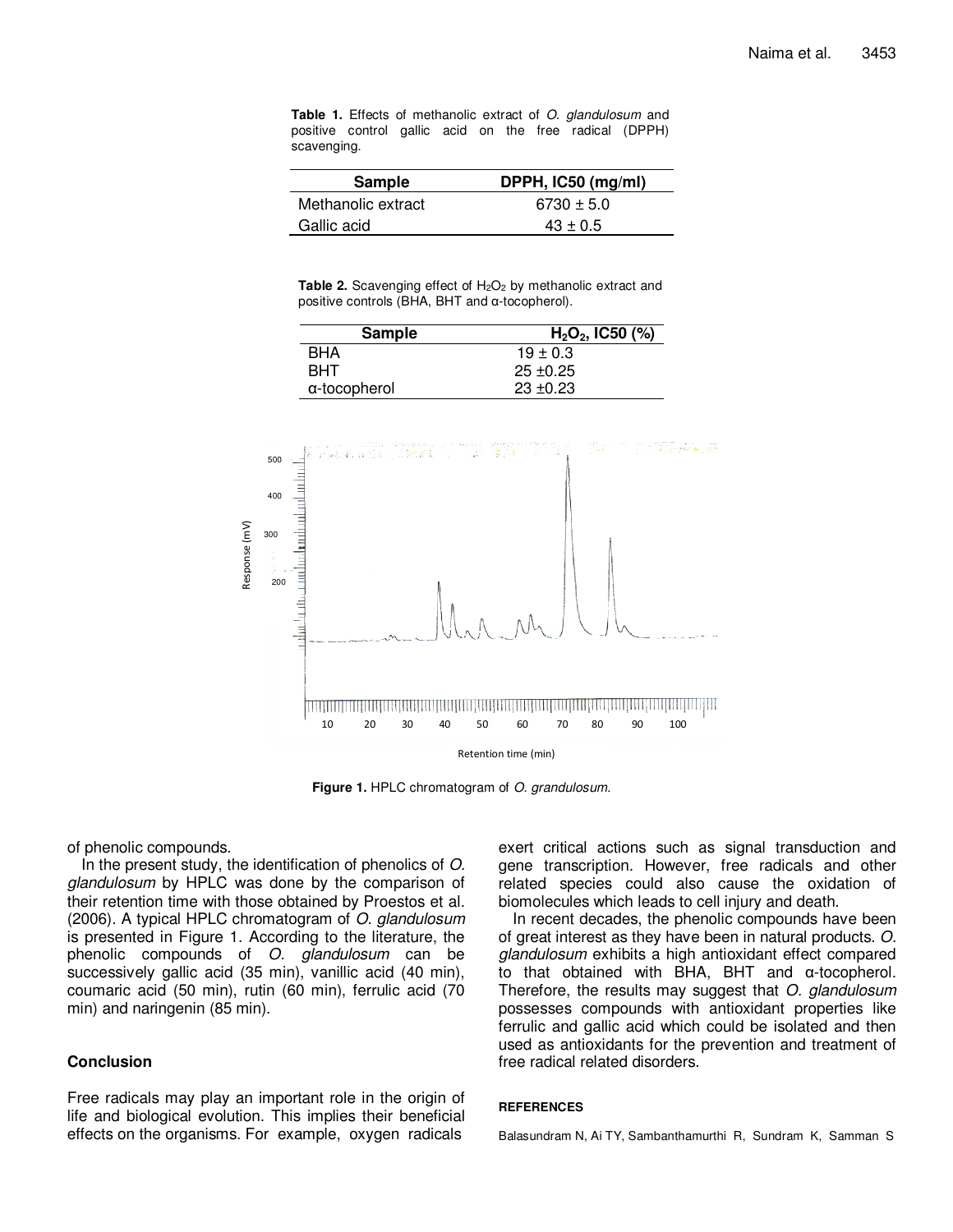**Table 1.** Effects of methanolic extract of *O. glandulosum* and positive control gallic acid on the free radical (DPPH) scavenging.

| Sample | DPPH, IC50 (mg/ml) |
|---|---|
| Methanolic extract | 6730 ± 5.0 |
| Gallic acid | 43 ± 0.5 |

**Table 2.** Scavenging effect of $H_2O_2$ by methanolic extract and positive controls (BHA, BHT and α-tocopherol).

| Sample | $H_2O_2$, IC50 (%) |
|---|---|
| BHA | 19 ± 0.3 |
| BHT | 25 ±0.25 |
| α-tocopherol | 23 ±0.23 |

**Figure 1.** HPLC chromatogram of *O. grandulosum.*

of phenolic compounds.

In the present study, the identification of phenolics of *O. glandulosum* by HPLC was done by the comparison of their retention time with those obtained by Proestos et al. (2006). A typical HPLC chromatogram of *O. glandulosum* is presented in Figure 1. According to the literature, the phenolic compounds of *O. glandulosum* can be successively gallic acid (35 min), vanillic acid (40 min), coumaric acid (50 min), rutin (60 min), ferrulic acid (70 min) and naringenin (85 min).

## Conclusion

Free radicals may play an important role in the origin of life and biological evolution. This implies their beneficial effects on the organisms. For example, oxygen radicals exert critical actions such as signal transduction and gene transcription. However, free radicals and other related species could also cause the oxidation of biomolecules which leads to cell injury and death.

In recent decades, the phenolic compounds have been of great interest as they have been in natural products. *O. glandulosum* exhibits a high antioxidant effect compared to that obtained with BHA, BHT and α-tocopherol. Therefore, the results may suggest that *O. glandulosum* possesses compounds with antioxidant properties like ferrulic and gallic acid which could be isolated and then used as antioxidants for the prevention and treatment of free radical related disorders.

### REFERENCES

Balasundram N, Ai TY, Sambanthamurthi R, Sundram K, Samman S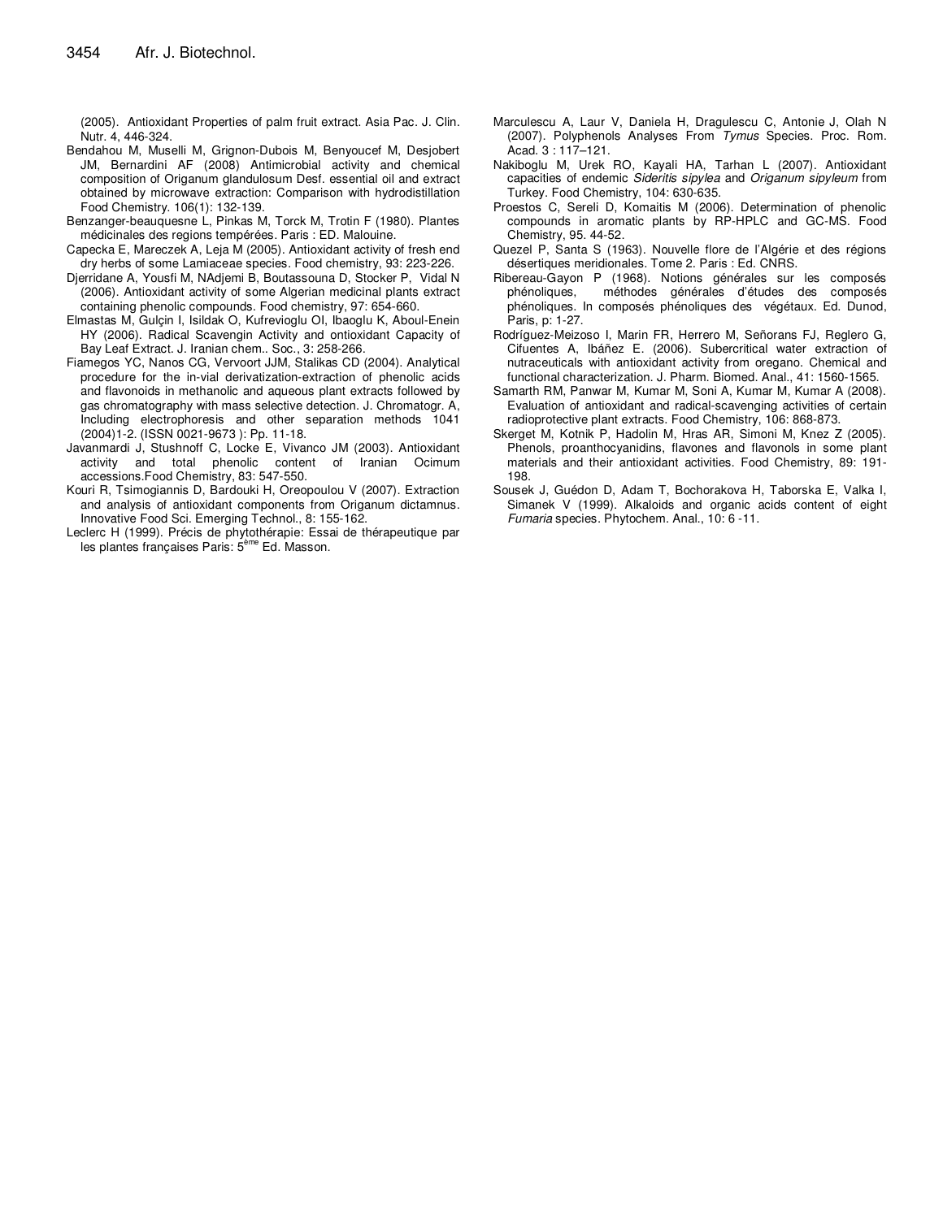(2005). Antioxidant Properties of palm fruit extract. Asia Pac. J. Clin. Nutr. 4, 446-324.

Bendahou M, Muselli M, Grignon-Dubois M, Benyoucef M, Desjobert JM, Bernardini AF (2008) Antimicrobial activity and chemical composition of Origanum glandulosum Desf. essential oil and extract obtained by microwave extraction: Comparison with hydrodistillation Food Chemistry. 106(1): 132-139.

Benzanger-beauquesne L, Pinkas M, Torck M, Trotin F (1980). Plantes médicinales des regions tempérées. Paris : ED. Malouine.

Capecka E, Mareczek A, Leja M (2005). Antioxidant activity of fresh end dry herbs of some Lamiaceae species. Food chemistry, 93: 223-226.

Djerridane A, Yousfi M, NAdjemi B, Boutassouna D, Stocker P, Vidal N (2006). Antioxidant activity of some Algerian medicinal plants extract containing phenolic compounds. Food chemistry, 97: 654-660.

Elmastas M, Gulçin I, Isildak O, Kufrevioglu OI, Ibaoglu K, Aboul-Enein HY (2006). Radical Scavengin Activity and ontioxidant Capacity of Bay Leaf Extract. J. Iranian chem.. Soc., 3: 258-266.

Fiamegos YC, Nanos CG, Vervoort JJM, Stalikas CD (2004). Analytical procedure for the in-vial derivatization-extraction of phenolic acids and flavonoids in methanolic and aqueous plant extracts followed by gas chromatography with mass selective detection. J. Chromatogr. A, Including electrophoresis and other separation methods 1041 (2004)1-2. (ISSN 0021-9673 ): Pp. 11-18.

Javanmardi J, Stushnoff C, Locke E, Vivanco JM (2003). Antioxidant activity and total phenolic content of Iranian Ocimum accessions.Food Chemistry, 83: 547-550.

Kouri R, Tsimogiannis D, Bardouki H, Oreopoulou V (2007). Extraction and analysis of antioxidant components from Origanum dictamnus. Innovative Food Sci. Emerging Technol., 8: 155-162.

Leclerc H (1999). Précis de phytothérapie: Essai de thérapeutique par les plantes françaises Paris: 5ème Ed. Masson.

Marculescu A, Laur V, Daniela H, Dragulescu C, Antonie J, Olah N (2007). Polyphenols Analyses From *Tymus* Species. Proc. Rom. Acad. 3 : 117–121.

Nakiboglu M, Urek RO, Kayali HA, Tarhan L (2007). Antioxidant capacities of endemic *Sideritis sipylea* and *Origanum sipyleum* from Turkey. Food Chemistry, 104: 630-635.

Proestos C, Sereli D, Komaitis M (2006). Determination of phenolic compounds in aromatic plants by RP-HPLC and GC-MS. Food Chemistry, 95. 44-52.

Quezel P, Santa S (1963). Nouvelle flore de l'Algérie et des régions désertiques meridionales. Tome 2. Paris : Ed. CNRS.

Ribereau-Gayon P (1968). Notions générales sur les composés phénoliques, méthodes générales d'études des composés phénoliques. In composés phénoliques des végétaux. Ed. Dunod, Paris, p: 1-27.

Rodríguez-Meizoso I, Marin FR, Herrero M, Señorans FJ, Reglero G, Cifuentes A, Ibáñez E. (2006). Subercritical water extraction of nutraceuticals with antioxidant activity from oregano. Chemical and functional characterization. J. Pharm. Biomed. Anal., 41: 1560-1565.

Samarth RM, Panwar M, Kumar M, Soni A, Kumar M, Kumar A (2008). Evaluation of antioxidant and radical-scavenging activities of certain radioprotective plant extracts. Food Chemistry, 106: 868-873.

Skerget M, Kotnik P, Hadolin M, Hras AR, Simoni M, Knez Z (2005). Phenols, proanthocyanidins, flavones and flavonols in some plant materials and their antioxidant activities. Food Chemistry, 89: 191-198.

Sousek J, Guédon D, Adam T, Bochorakova H, Taborska E, Valka I, Simanek V (1999). Alkaloids and organic acids content of eight *Fumaria* species. Phytochem. Anal., 10: 6 -11.